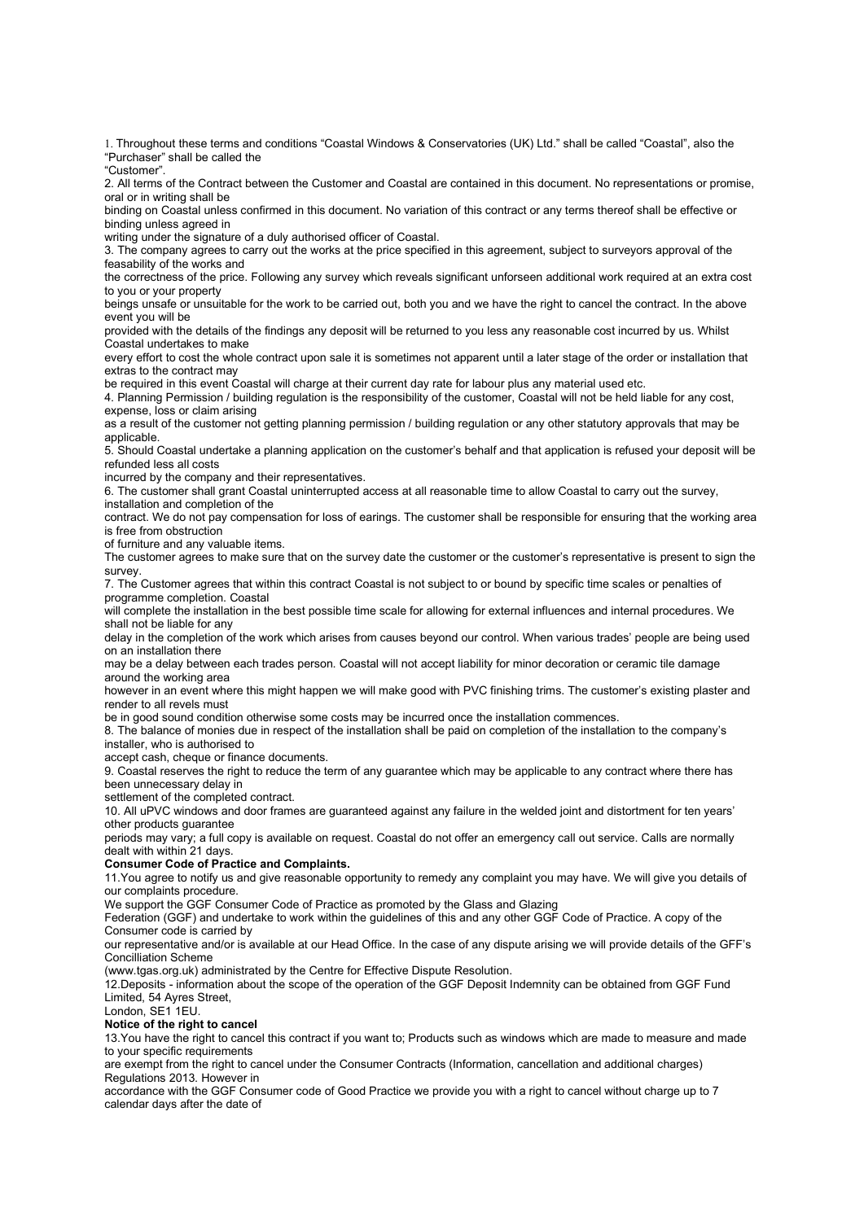1. Throughout these terms and conditions "Coastal Windows & Conservatories (UK) Ltd." shall be called "Coastal", also the "Purchaser" shall be called the "Customer".

2. All terms of the Contract between the Customer and Coastal are contained in this document. No representations or promise, oral or in writing shall be binding on Coastal unless confirmed in this document. No variation of this contract or any terms thereof shall be effective or binding unless agreed in writing under the signature of a duly authorised officer of Coastal.

3. The company agrees to carry out the works at the price specified in this agreement, subject to surveyors approval of the feasability of the works and the correctness of the price. Following any survey which reveals significant unforseen additional work required at an extra cost to you or your property beings unsafe or unsuitable for the work to be carried out, both you and we have the right to cancel the contract. In the above event you will be provided with the details of the findings any deposit will be returned to you less any reasonable cost incurred by us. Whilst Coastal undertakes to make every effort to cost the whole contract upon sale it is sometimes not apparent until a later stage of the order or installation that extras to the contract may be required in this event Coastal will charge at their current day rate for labour plus any material used etc.

4. Planning Permission / building regulation is the responsibility of the customer, Coastal will not be held liable for any cost, expense, loss or claim arising as a result of the customer not getting planning permission / building regulation or any other statutory approvals that may be applicable.

5. Should Coastal undertake a planning application on the customer's behalf and that application is refused your deposit will be refunded less all costs incurred by the company and their representatives.

6. The customer shall grant Coastal uninterrupted access at all reasonable time to allow Coastal to carry out the survey, installation and completion of the contract. We do not pay compensation for loss of earings. The customer shall be responsible for ensuring that the working area is free from obstruction of furniture and any valuable items.

The customer agrees to make sure that on the survey date the customer or the customer's representative is present to sign the survey.

7. The Customer agrees that within this contract Coastal is not subject to or bound by specific time scales or penalties of programme completion. Coastal will complete the installation in the best possible time scale for allowing for external influences and internal procedures. We shall not be liable for any delay in the completion of the work which arises from causes beyond our control. When various trades' people are being used on an installation there may be a delay between each trades person. Coastal will not accept liability for minor decoration or ceramic tile damage around the working area however in an event where this might happen we will make good with PVC finishing trims. The customer's existing plaster and render to all revels must be in good sound condition otherwise some costs may be incurred once the installation commences.

8. The balance of monies due in respect of the installation shall be paid on completion of the installation to the company's installer, who is authorised to accept cash, cheque or finance documents.

9. Coastal reserves the right to reduce the term of any guarantee which may be applicable to any contract where there has been unnecessary delay in settlement of the completed contract.

10. All uPVC windows and door frames are guaranteed against any failure in the welded joint and distortment for ten years' other products guarantee periods may vary; a full copy is available on request. Coastal do not offer an emergency call out service. Calls are normally dealt with within 21 days.

**Consumer Code of Practice and Complaints.**

11.You agree to notify us and give reasonable opportunity to remedy any complaint you may have. We will give you details of our complaints procedure.

We support the GGF Consumer Code of Practice as promoted by the Glass and Glazing Federation (GGF) and undertake to work within the guidelines of this and any other GGF Code of Practice. A copy of the Consumer code is carried by our representative and/or is available at our Head Office. In the case of any dispute arising we will provide details of the GFF's Concilliation Scheme (www.tgas.org.uk) administrated by the Centre for Effective Dispute Resolution.

12.Deposits - information about the scope of the operation of the GGF Deposit Indemnity can be obtained from GGF Fund Limited, 54 Ayres Street, London, SE1 1EU.

**Notice of the right to cancel**

13.You have the right to cancel this contract if you want to; Products such as windows which are made to measure and made to your specific requirements are exempt from the right to cancel under the Consumer Contracts (Information, cancellation and additional charges) Regulations 2013. However in accordance with the GGF Consumer code of Good Practice we provide you with a right to cancel without charge up to 7 calendar days after the date of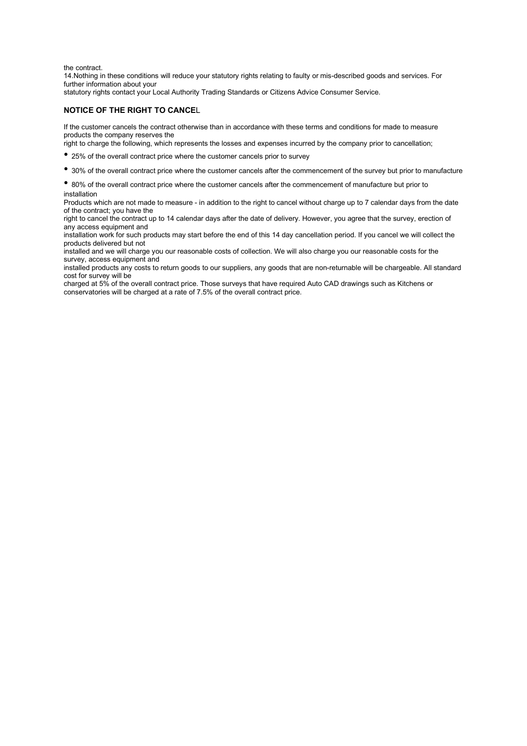the contract.

14.Nothing in these conditions will reduce your statutory rights relating to faulty or mis-described goods and services. For further information about your statutory rights contact your Local Authority Trading Standards or Citizens Advice Consumer Service.

## NOTICE OF THE RIGHT TO CANCEL

If the customer cancels the contract otherwise than in accordance with these terms and conditions for made to measure products the company reserves the right to charge the following, which represents the losses and expenses incurred by the company prior to cancellation;

- 25% of the overall contract price where the customer cancels prior to survey
- 30% of the overall contract price where the customer cancels after the commencement of the survey but prior to manufacture
- 80% of the overall contract price where the customer cancels after the commencement of manufacture but prior to installation

Products which are not made to measure - in addition to the right to cancel without charge up to 7 calendar days from the date of the contract; you have the right to cancel the contract up to 14 calendar days after the date of delivery. However, you agree that the survey, erection of any access equipment and installation work for such products may start before the end of this 14 day cancellation period. If you cancel we will collect the products delivered but not installed and we will charge you our reasonable costs of collection. We will also charge you our reasonable costs for the survey, access equipment and installed products any costs to return goods to our suppliers, any goods that are non-returnable will be chargeable. All standard cost for survey will be charged at 5% of the overall contract price. Those surveys that have required Auto CAD drawings such as Kitchens or conservatories will be charged at a rate of 7.5% of the overall contract price.